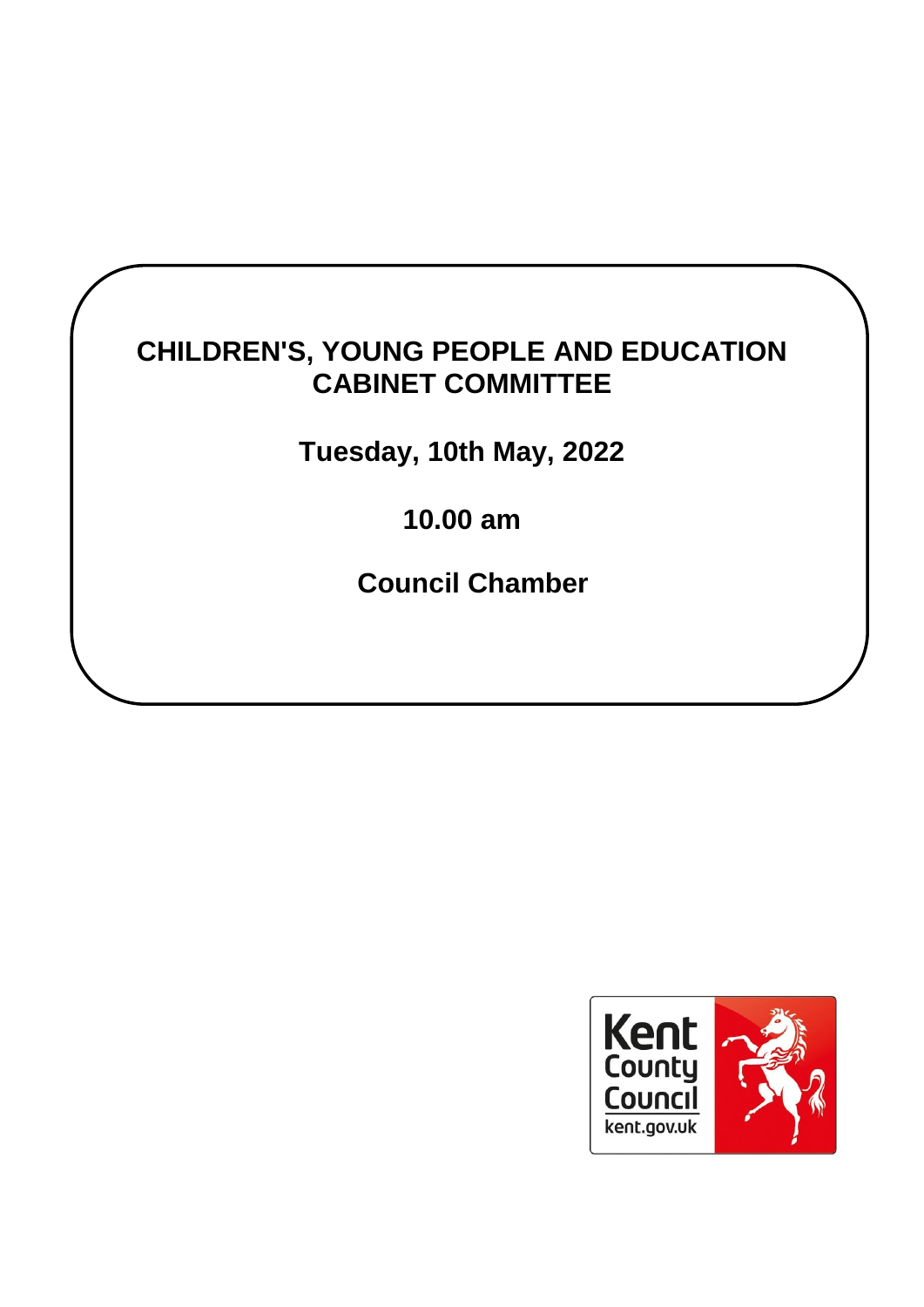# CHILDREN'S, YOUNG PEOPLE AND EDUCATION CABINET COMMITTEE

**Tuesday, 10th May, 2022**

**10.00 am**

**Council Chamber**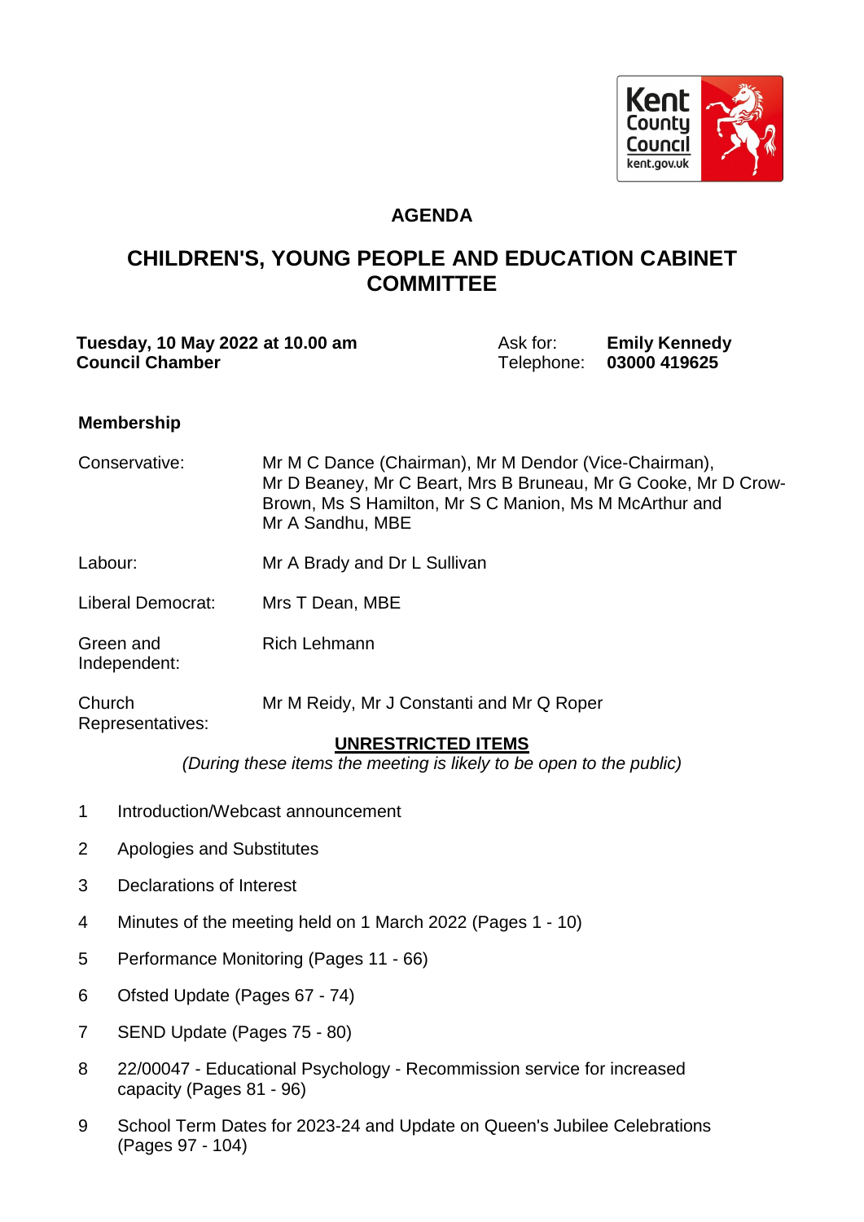## AGENDA

# CHILDREN'S, YOUNG PEOPLE AND EDUCATION CABINET COMMITTEE

**Tuesday, 10 May 2022 at 10.00 am**
**Council Chamber**

Ask for: **Emily Kennedy**
Telephone: **03000 419625**

### Membership

| | |
|---|---|
| Conservative: | Mr M C Dance (Chairman), Mr M Dendor (Vice-Chairman), Mr D Beaney, Mr C Beart, Mrs B Bruneau, Mr G Cooke, Mr D Crow-Brown, Ms S Hamilton, Mr S C Manion, Ms M McArthur and Mr A Sandhu, MBE |
| Labour: | Mr A Brady and Dr L Sullivan |
| Liberal Democrat: | Mrs T Dean, MBE |
| Green and Independent: | Rich Lehmann |
| Church Representatives: | Mr M Reidy, Mr J Constanti and Mr Q Roper |

**UNRESTRICTED ITEMS**

*(During these items the meeting is likely to be open to the public)*

1 Introduction/Webcast announcement

2 Apologies and Substitutes

3 Declarations of Interest

4 Minutes of the meeting held on 1 March 2022 (Pages 1 - 10)

5 Performance Monitoring (Pages 11 - 66)

6 Ofsted Update (Pages 67 - 74)

7 SEND Update (Pages 75 - 80)

8 22/00047 - Educational Psychology - Recommission service for increased capacity (Pages 81 - 96)

9 School Term Dates for 2023-24 and Update on Queen's Jubilee Celebrations (Pages 97 - 104)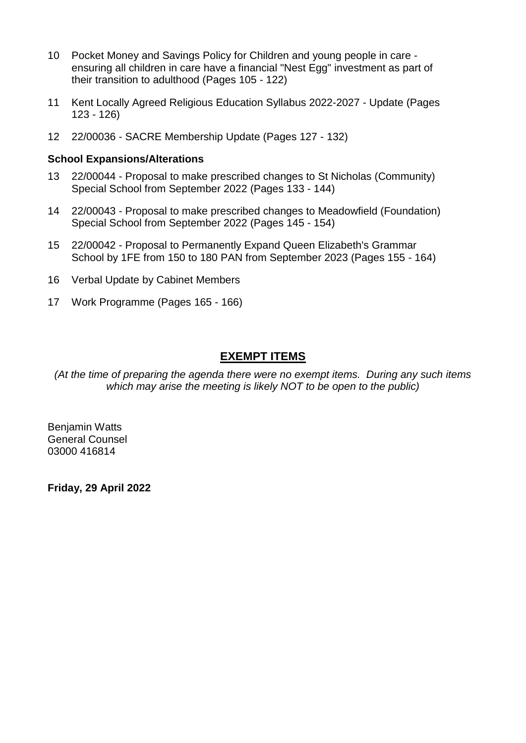10 Pocket Money and Savings Policy for Children and young people in care - ensuring all children in care have a financial "Nest Egg" investment as part of their transition to adulthood (Pages 105 - 122)

11 Kent Locally Agreed Religious Education Syllabus 2022-2027 - Update (Pages 123 - 126)

12 22/00036 - SACRE Membership Update (Pages 127 - 132)

**School Expansions/Alterations**

13 22/00044 - Proposal to make prescribed changes to St Nicholas (Community) Special School from September 2022 (Pages 133 - 144)

14 22/00043 - Proposal to make prescribed changes to Meadowfield (Foundation) Special School from September 2022 (Pages 145 - 154)

15 22/00042 - Proposal to Permanently Expand Queen Elizabeth's Grammar School by 1FE from 150 to 180 PAN from September 2023 (Pages 155 - 164)

16 Verbal Update by Cabinet Members

17 Work Programme (Pages 165 - 166)

## EXEMPT ITEMS

*(At the time of preparing the agenda there were no exempt items. During any such items which may arise the meeting is likely NOT to be open to the public)*

Benjamin Watts
General Counsel
03000 416814

**Friday, 29 April 2022**